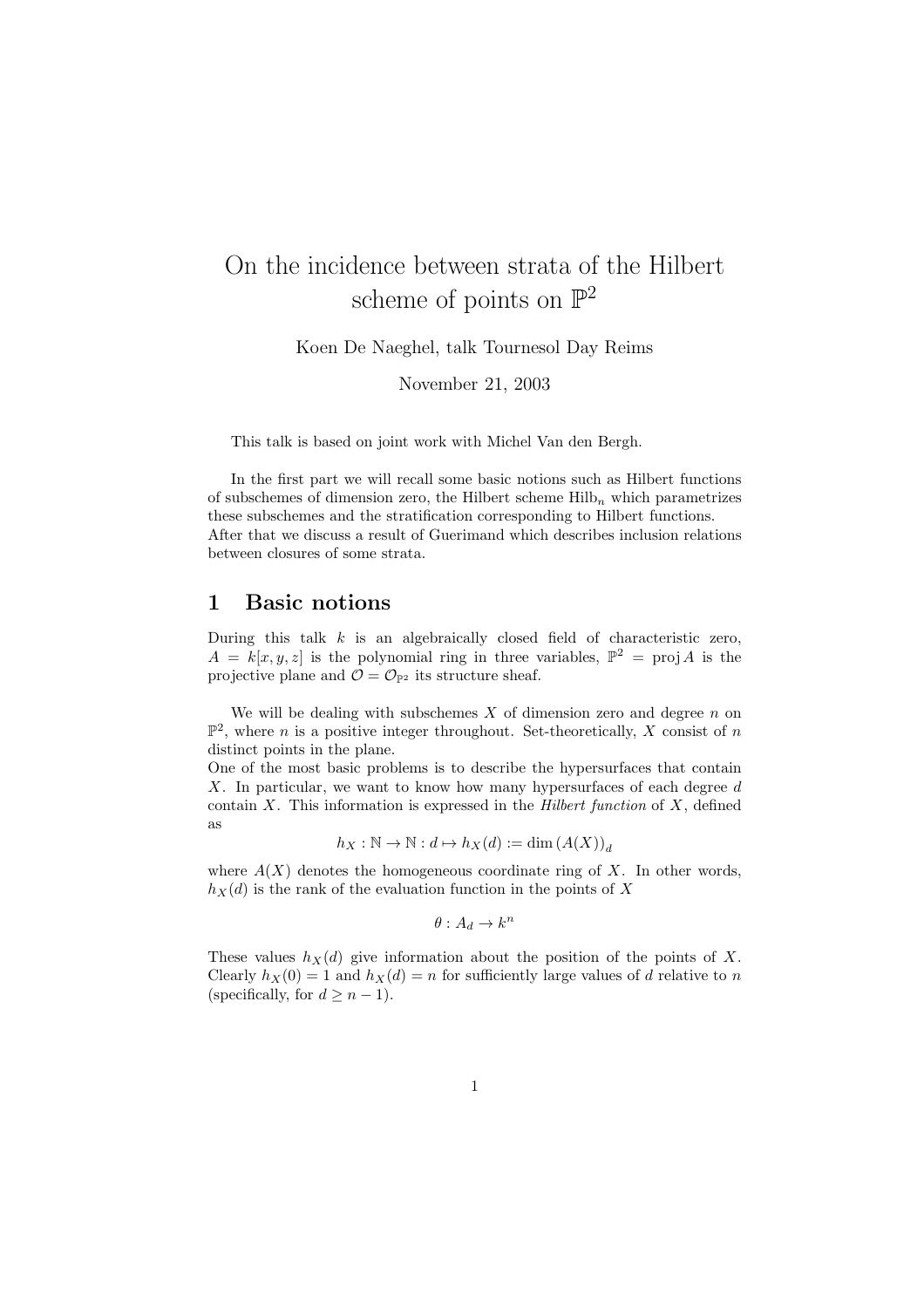# On the incidence between strata of the Hilbert scheme of points on $\mathbb{P}^2$

Koen De Naeghel, talk Tournesol Day Reims

November 21, 2003

This talk is based on joint work with Michel Van den Bergh.

In the first part we will recall some basic notions such as Hilbert functions of subschemes of dimension zero, the Hilbert scheme $\mathrm{Hilb}_n$ which parametrizes these subschemes and the stratification corresponding to Hilbert functions. After that we discuss a result of Guerimand which describes inclusion relations between closures of some strata.

## 1 Basic notions

During this talk $k$ is an algebraically closed field of characteristic zero, $A = k[x, y, z]$ is the polynomial ring in three variables, $\mathbb{P}^2 = \mathrm{proj}\, A$ is the projective plane and $\mathcal{O} = \mathcal{O}_{\mathbb{P}^2}$ its structure sheaf.

We will be dealing with subschemes $X$ of dimension zero and degree $n$ on $\mathbb{P}^2$, where $n$ is a positive integer throughout. Set-theoretically, $X$ consist of $n$ distinct points in the plane.
One of the most basic problems is to describe the hypersurfaces that contain $X$. In particular, we want to know how many hypersurfaces of each degree $d$ contain $X$. This information is expressed in the *Hilbert function* of $X$, defined as

$$h_X : \mathbb{N} \to \mathbb{N} : d \mapsto h_X(d) := \dim (A(X))_d$$

where $A(X)$ denotes the homogeneous coordinate ring of $X$. In other words, $h_X(d)$ is the rank of the evaluation function in the points of $X$

$$\theta : A_d \to k^n$$

These values $h_X(d)$ give information about the position of the points of $X$. Clearly $h_X(0) = 1$ and $h_X(d) = n$ for sufficiently large values of $d$ relative to $n$ (specifically, for $d \geq n - 1$).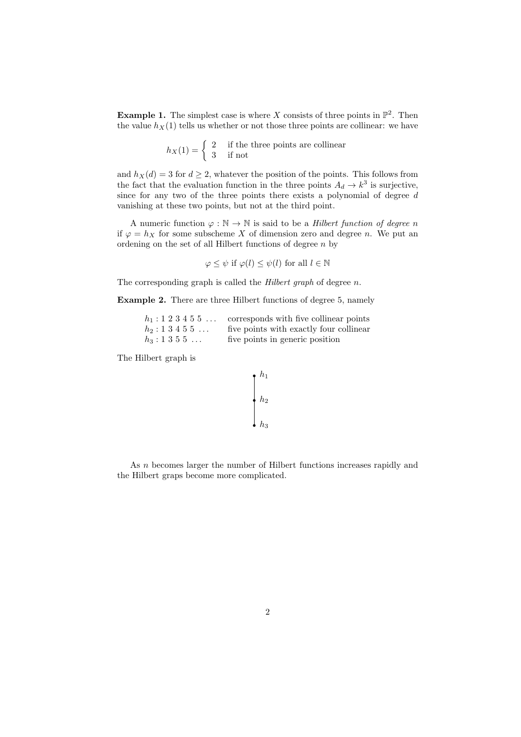**Example 1.** The simplest case is where $X$ consists of three points in $\mathbb{P}^2$. Then the value $h_X(1)$ tells us whether or not those three points are collinear: we have

$$h_X(1) = \begin{cases} 2 & \text{if the three points are collinear} \\ 3 & \text{if not} \end{cases}$$

and $h_X(d) = 3$ for $d \geq 2$, whatever the position of the points. This follows from the fact that the evaluation function in the three points $A_d \to k^3$ is surjective, since for any two of the three points there exists a polynomial of degree $d$ vanishing at these two points, but not at the third point.

A numeric function $\varphi : \mathbb{N} \to \mathbb{N}$ is said to be a *Hilbert function of degree $n$* if $\varphi = h_X$ for some subscheme $X$ of dimension zero and degree $n$. We put an ordening on the set of all Hilbert functions of degree $n$ by

$$\varphi \leq \psi \text{ if } \varphi(l) \leq \psi(l) \text{ for all } l \in \mathbb{N}$$

The corresponding graph is called the *Hilbert graph* of degree $n$.

**Example 2.** There are three Hilbert functions of degree 5, namely

| | |
|---|---|
| $h_1 : 1\ 2\ 3\ 4\ 5\ 5\ \ldots$ | corresponds with five collinear points |
| $h_2 : 1\ 3\ 4\ 5\ 5\ \ldots$ | five points with exactly four collinear |
| $h_3 : 1\ 3\ 5\ 5\ \ldots$ | five points in generic position |

The Hilbert graph is

$h_1$

$h_2$

$h_3$

As $n$ becomes larger the number of Hilbert functions increases rapidly and the Hilbert graps become more complicated.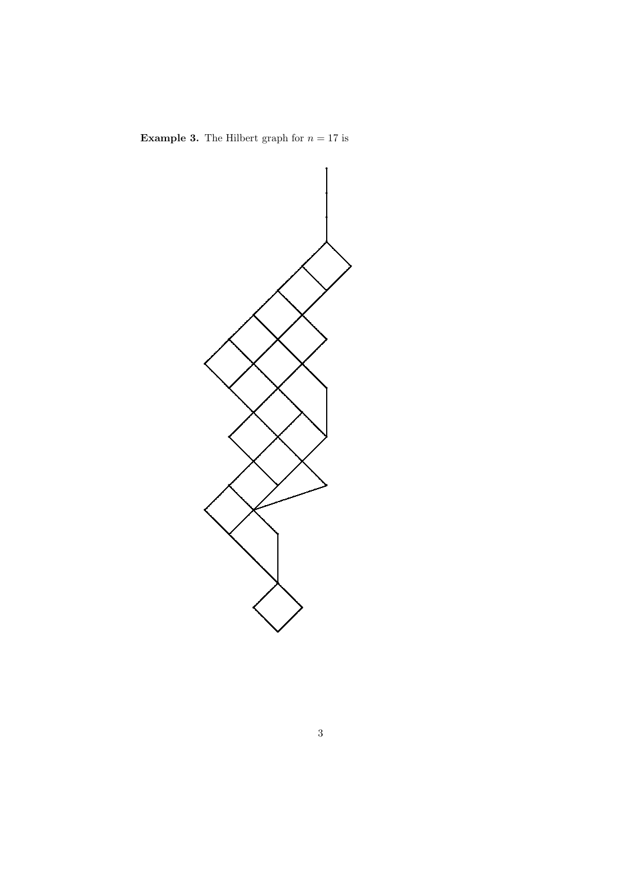**Example 3.** The Hilbert graph for $n = 17$ is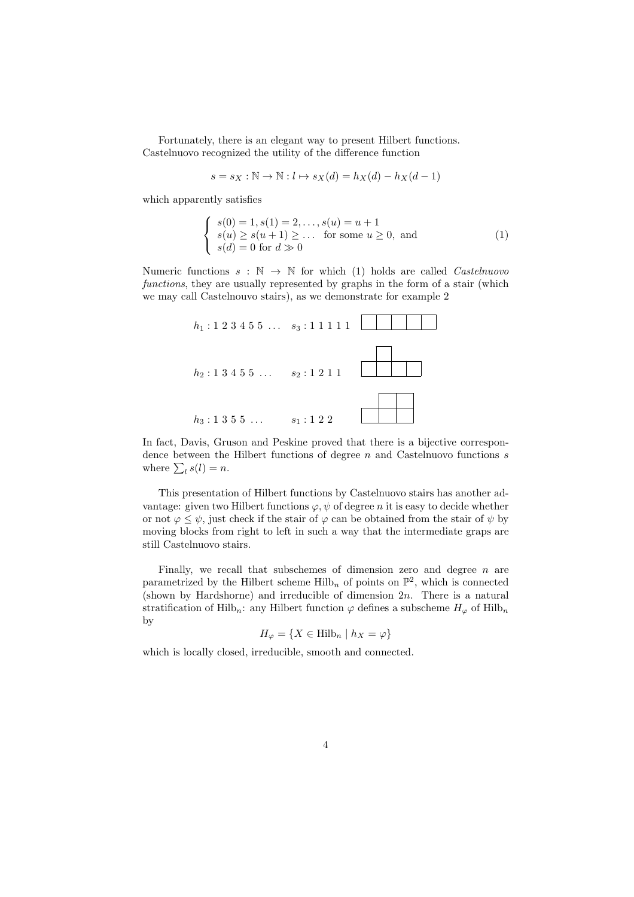Fortunately, there is an elegant way to present Hilbert functions. Castelnuovo recognized the utility of the difference function

$$s = s_X : \mathbb{N} \to \mathbb{N} : l \mapsto s_X(d) = h_X(d) - h_X(d-1)$$

which apparently satisfies

$$\begin{cases} s(0) = 1, s(1) = 2, \ldots, s(u) = u+1 \\ s(u) \geq s(u+1) \geq \ldots \quad \text{for some } u \geq 0, \text{ and} \\ s(d) = 0 \text{ for } d \gg 0 \end{cases} \tag{1}$$

Numeric functions $s : \mathbb{N} \to \mathbb{N}$ for which (1) holds are called *Castelnuovo functions*, they are usually represented by graphs in the form of a stair (which we may call Castelnouvo stairs), as we demonstrate for example 2

$h_1 : 1\ 2\ 3\ 4\ 5\ 5\ \ldots \quad s_3 : 1\ 1\ 1\ 1\ 1$

$h_2 : 1\ 3\ 4\ 5\ 5\ \ldots \quad s_2 : 1\ 2\ 1\ 1$

$h_3 : 1\ 3\ 5\ 5\ \ldots \quad s_1 : 1\ 2\ 2$

In fact, Davis, Gruson and Peskine proved that there is a bijective correspondence between the Hilbert functions of degree $n$ and Castelnuovo functions $s$ where $\sum_l s(l) = n$.

This presentation of Hilbert functions by Castelnuovo stairs has another advantage: given two Hilbert functions $\varphi, \psi$ of degree $n$ it is easy to decide whether or not $\varphi \leq \psi$, just check if the stair of $\varphi$ can be obtained from the stair of $\psi$ by moving blocks from right to left in such a way that the intermediate graps are still Castelnuovo stairs.

Finally, we recall that subschemes of dimension zero and degree $n$ are parametrized by the Hilbert scheme $\mathrm{Hilb}_n$ of points on $\mathbb{P}^2$, which is connected (shown by Hardshorne) and irreducible of dimension $2n$. There is a natural stratification of $\mathrm{Hilb}_n$: any Hilbert function $\varphi$ defines a subscheme $H_\varphi$ of $\mathrm{Hilb}_n$ by

$$H_\varphi = \{X \in \mathrm{Hilb}_n \mid h_X = \varphi\}$$

which is locally closed, irreducible, smooth and connected.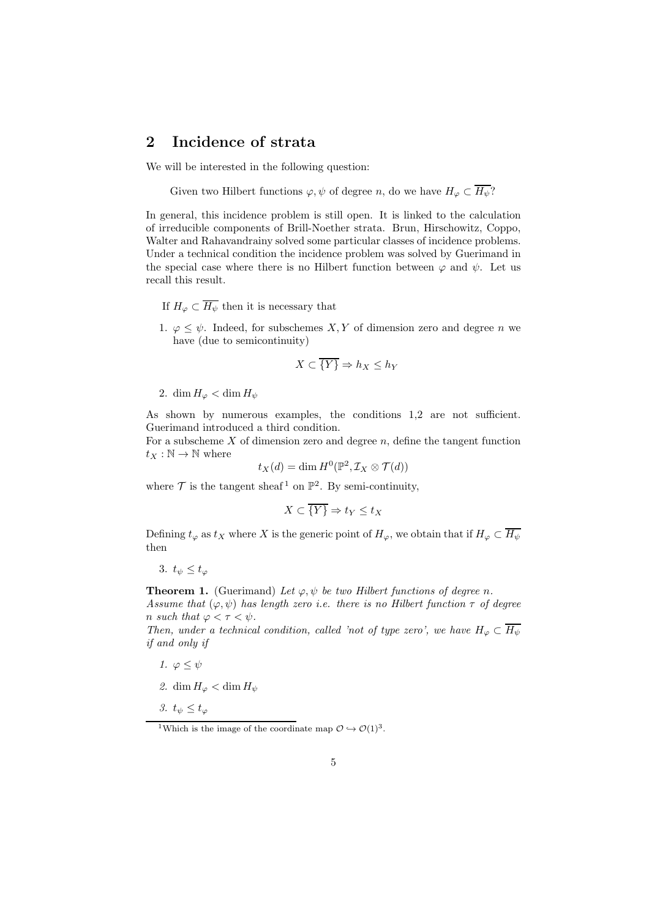## 2 Incidence of strata

We will be interested in the following question:

> Given two Hilbert functions $\varphi, \psi$ of degree $n$, do we have $H_\varphi \subset \overline{H_\psi}$?

In general, this incidence problem is still open. It is linked to the calculation of irreducible components of Brill-Noether strata. Brun, Hirschowitz, Coppo, Walter and Rahavandrainy solved some particular classes of incidence problems. Under a technical condition the incidence problem was solved by Guerimand in the special case where there is no Hilbert function between $\varphi$ and $\psi$. Let us recall this result.

If $H_\varphi \subset \overline{H_\psi}$ then it is necessary that

1. $\varphi \leq \psi$. Indeed, for subschemes $X, Y$ of dimension zero and degree $n$ we have (due to semicontinuity)

$$X \subset \overline{\{Y\}} \Rightarrow h_X \leq h_Y$$

2. $\dim H_\varphi < \dim H_\psi$

As shown by numerous examples, the conditions 1,2 are not sufficient. Guerimand introduced a third condition.

For a subscheme $X$ of dimension zero and degree $n$, define the tangent function $t_X : \mathbb{N} \to \mathbb{N}$ where

$$t_X(d) = \dim H^0(\mathbb{P}^2, \mathcal{I}_X \otimes \mathcal{T}(d))$$

where $\mathcal{T}$ is the tangent sheaf[1] on $\mathbb{P}^2$. By semi-continuity,

$$X \subset \overline{\{Y\}} \Rightarrow t_Y \leq t_X$$

Defining $t_\varphi$ as $t_X$ where $X$ is the generic point of $H_\varphi$, we obtain that if $H_\varphi \subset \overline{H_\psi}$ then

3. $t_\psi \leq t_\varphi$

**Theorem 1.** (Guerimand) *Let $\varphi, \psi$ be two Hilbert functions of degree $n$. Assume that $(\varphi, \psi)$ has length zero i.e. there is no Hilbert function $\tau$ of degree $n$ such that $\varphi < \tau < \psi$.*
*Then, under a technical condition, called 'not of type zero', we have $H_\varphi \subset \overline{H_\psi}$ if and only if*

1. $\varphi \leq \psi$
2. $\dim H_\varphi < \dim H_\psi$
3. $t_\psi \leq t_\varphi$

[1] Which is the image of the coordinate map $\mathcal{O} \hookrightarrow \mathcal{O}(1)^3$.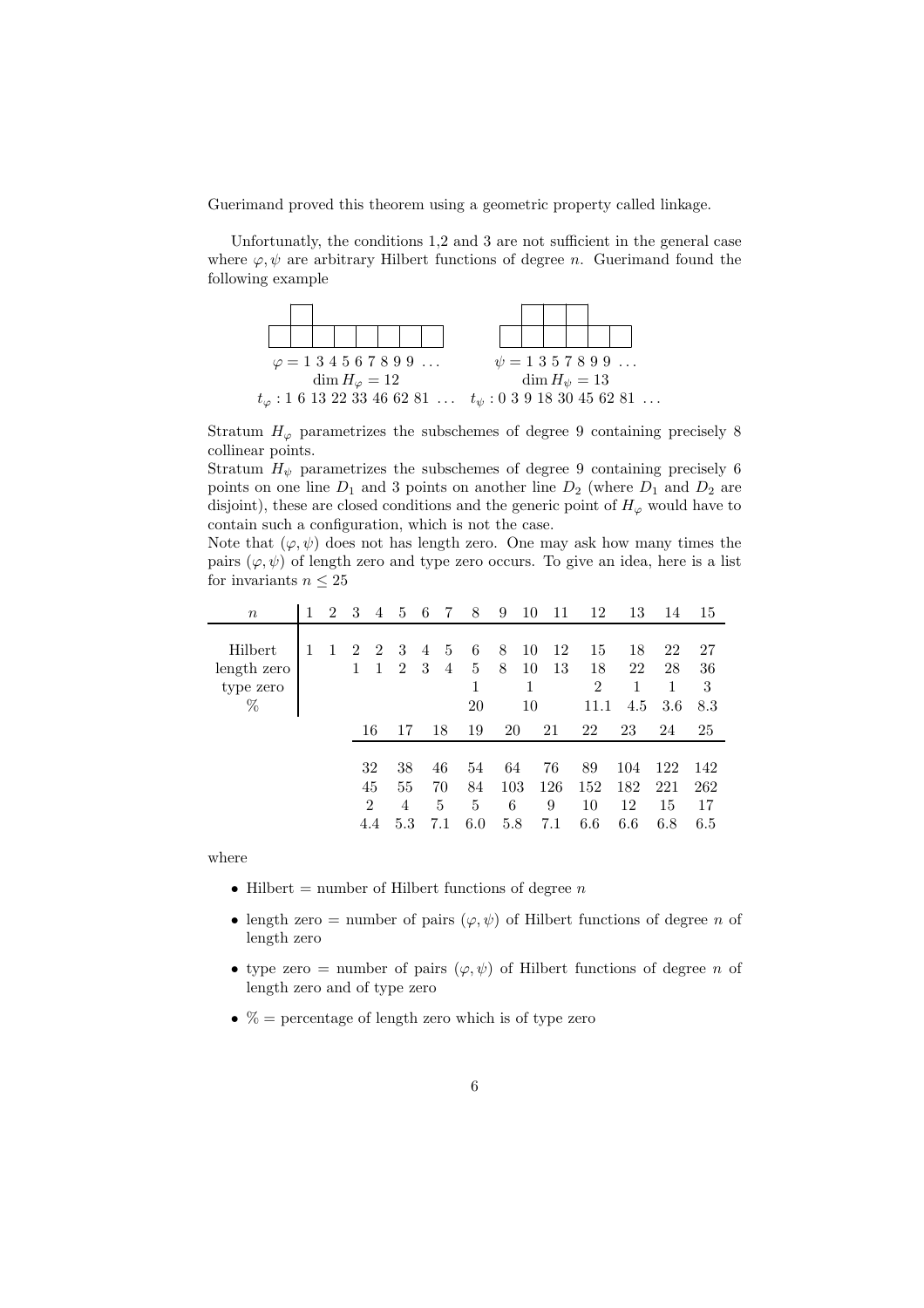Guerimand proved this theorem using a geometric property called linkage.

Unfortunatly, the conditions 1,2 and 3 are not sufficient in the general case where $\varphi, \psi$ are arbitrary Hilbert functions of degree $n$. Guerimand found the following example

$\varphi = 1\ 3\ 4\ 5\ 6\ 7\ 8\ 9\ 9\ \ldots$ $\qquad$ $\psi = 1\ 3\ 5\ 7\ 8\ 9\ 9\ \ldots$

$\dim H_\varphi = 12$ $\qquad$ $\dim H_\psi = 13$

$t_\varphi : 1\ 6\ 13\ 22\ 33\ 46\ 62\ 81\ \ldots$ $\qquad$ $t_\psi : 0\ 3\ 9\ 18\ 30\ 45\ 62\ 81\ \ldots$

Stratum $H_\varphi$ parametrizes the subschemes of degree 9 containing precisely 8 collinear points.
Stratum $H_\psi$ parametrizes the subschemes of degree 9 containing precisely 6 points on one line $D_1$ and 3 points on another line $D_2$ (where $D_1$ and $D_2$ are disjoint), these are closed conditions and the generic point of $H_\varphi$ would have to contain such a configuration, which is not the case.
Note that $(\varphi, \psi)$ does not has length zero. One may ask how many times the pairs $(\varphi, \psi)$ of length zero and type zero occurs. To give an idea, here is a list for invariants $n \leq 25$

| $n$ | 1 | 2 | 3 | 4 | 5 | 6 | 7 | 8 | 9 | 10 | 11 | 12 | 13 | 14 | 15 |
|---|---|---|---|---|---|---|---|---|---|---|---|---|---|---|---|
| Hilbert | 1 | 1 | 2 | 2 | 3 | 4 | 5 | 6 | 8 | 10 | 12 | 15 | 18 | 22 | 27 |
| length zero | | | 1 | 1 | 2 | 3 | 4 | 5 | 8 | 10 | 13 | 18 | 22 | 28 | 36 |
| type zero | | | | | | | | 1 | | 1 | | 2 | 1 | 1 | 3 |
| % | | | | | | | | 20 | | 10 | | 11.1 | 4.5 | 3.6 | 8.3 |

| $n$ | 16 | 17 | 18 | 19 | 20 | 21 | 22 | 23 | 24 | 25 |
|---|---|---|---|---|---|---|---|---|---|---|
| Hilbert | 32 | 38 | 46 | 54 | 64 | 76 | 89 | 104 | 122 | 142 |
| length zero | 45 | 55 | 70 | 84 | 103 | 126 | 152 | 182 | 221 | 262 |
| type zero | 2 | 4 | 5 | 5 | 6 | 9 | 10 | 12 | 15 | 17 |
| % | 4.4 | 5.3 | 7.1 | 6.0 | 5.8 | 7.1 | 6.6 | 6.6 | 6.8 | 6.5 |

where

- Hilbert = number of Hilbert functions of degree $n$
- length zero = number of pairs $(\varphi, \psi)$ of Hilbert functions of degree $n$ of length zero
- type zero = number of pairs $(\varphi, \psi)$ of Hilbert functions of degree $n$ of length zero and of type zero
- % = percentage of length zero which is of type zero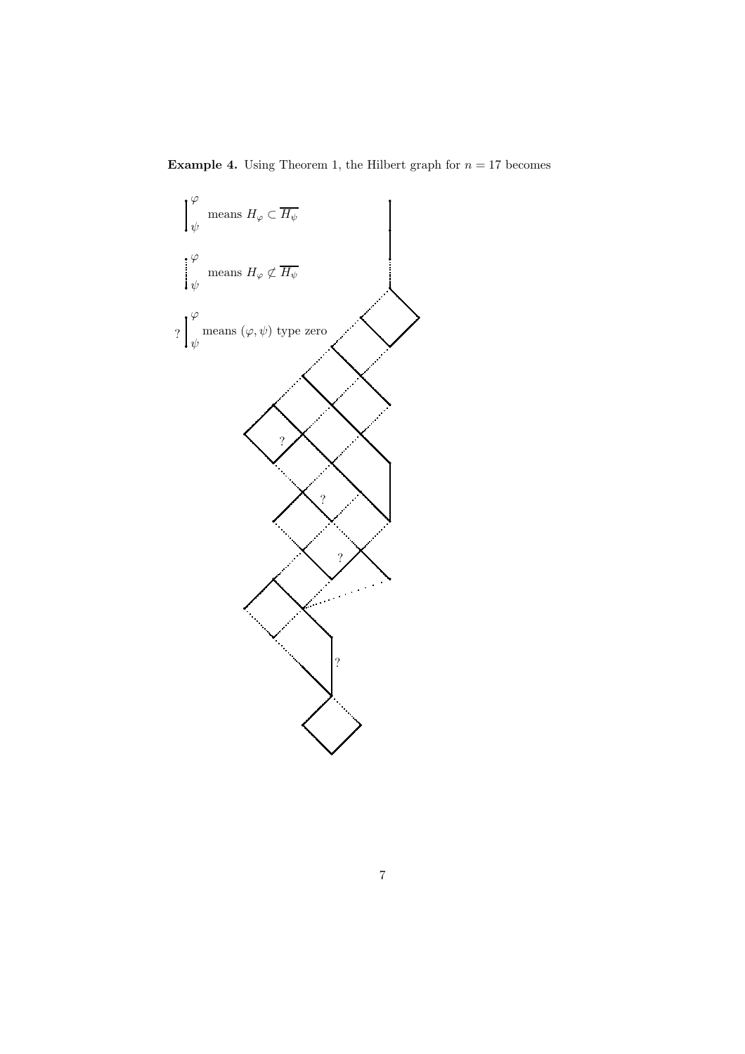**Example 4.** Using Theorem 1, the Hilbert graph for $n = 17$ becomes

$\varphi$ / $\psi$ means $H_\varphi \subset \overline{H_\psi}$

$\varphi$ / $\psi$ means $H_\varphi \not\subset \overline{H_\psi}$

? $\varphi$ / $\psi$ means $(\varphi, \psi)$ type zero

?

?

?

?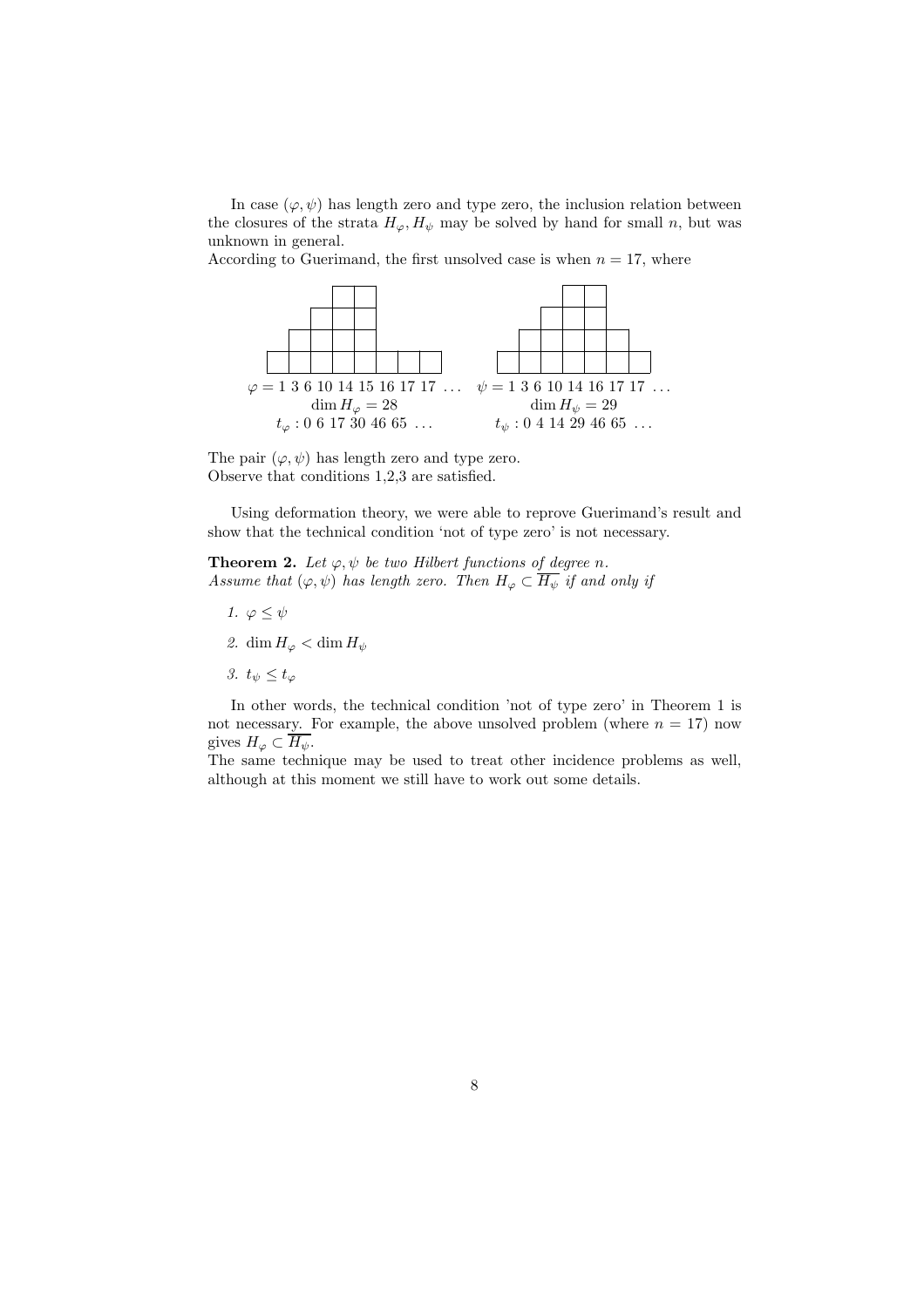In case $(\varphi, \psi)$ has length zero and type zero, the inclusion relation between the closures of the strata $H_\varphi, H_\psi$ may be solved by hand for small $n$, but was unknown in general.
According to Guerimand, the first unsolved case is when $n = 17$, where

$\varphi = 1\ 3\ 6\ 10\ 14\ 15\ 16\ 17\ 17\ \ldots$
$\dim H_\varphi = 28$
$t_\varphi : 0\ 6\ 17\ 30\ 46\ 65\ \ldots$

$\psi = 1\ 3\ 6\ 10\ 14\ 16\ 17\ 17\ \ldots$
$\dim H_\psi = 29$
$t_\psi : 0\ 4\ 14\ 29\ 46\ 65\ \ldots$

The pair $(\varphi, \psi)$ has length zero and type zero.
Observe that conditions 1,2,3 are satisfied.

Using deformation theory, we were able to reprove Guerimand's result and show that the technical condition 'not of type zero' is not necessary.

**Theorem 2.** *Let $\varphi, \psi$ be two Hilbert functions of degree $n$. Assume that $(\varphi, \psi)$ has length zero. Then $H_\varphi \subset \overline{H_\psi}$ if and only if*

1. $\varphi \leq \psi$
2. $\dim H_\varphi < \dim H_\psi$
3. $t_\psi \leq t_\varphi$

In other words, the technical condition 'not of type zero' in Theorem 1 is not necessary. For example, the above unsolved problem (where $n = 17$) now gives $H_\varphi \subset \overline{H_\psi}$.
The same technique may be used to treat other incidence problems as well, although at this moment we still have to work out some details.